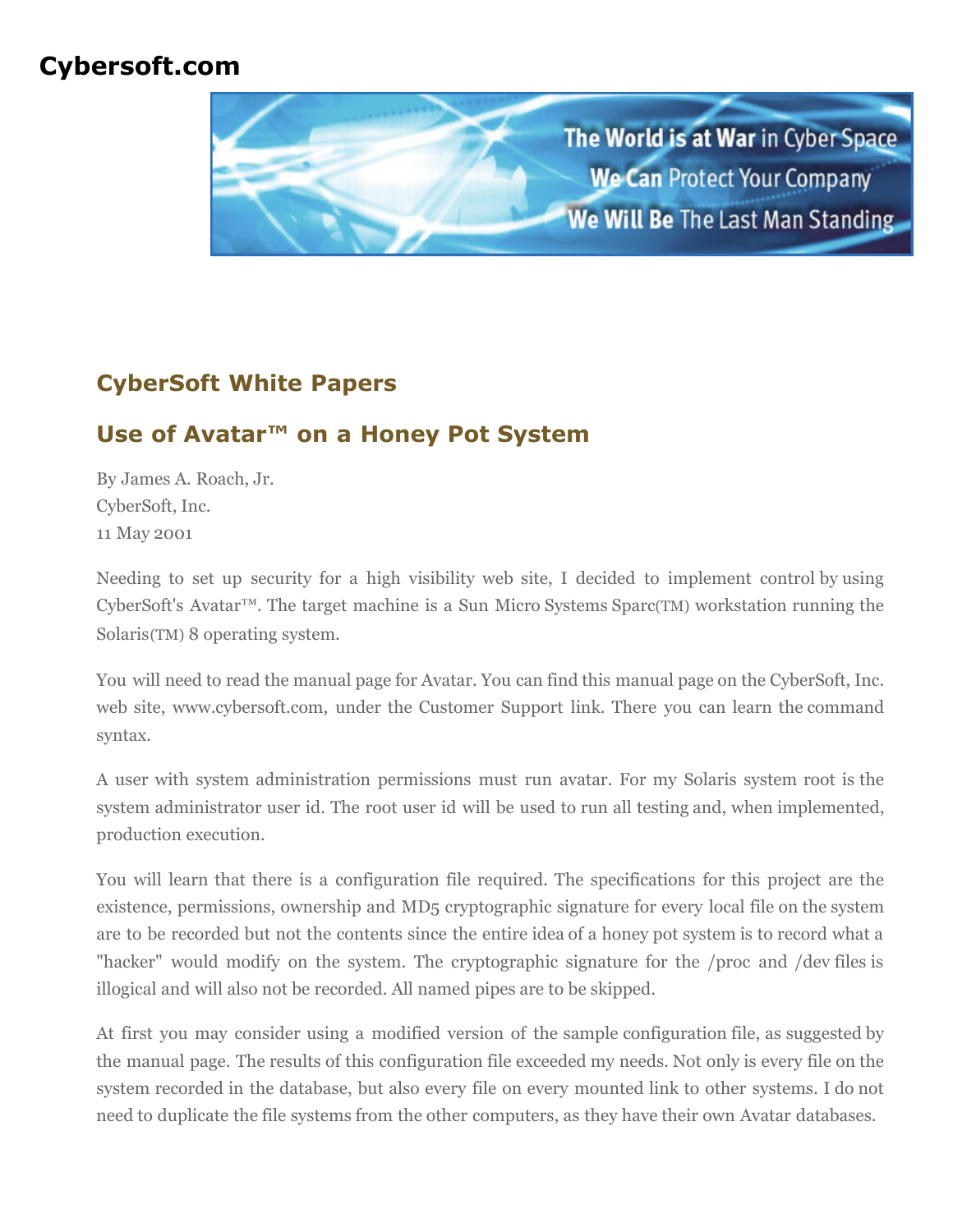# Cybersoft.com

## CyberSoft White Papers

## Use of Avatar™ on a Honey Pot System

By James A. Roach, Jr.
CyberSoft, Inc.
11 May 2001

Needing to set up security for a high visibility web site, I decided to implement control by using CyberSoft's Avatar™. The target machine is a Sun Micro Systems Sparc(TM) workstation running the Solaris(TM) 8 operating system.

You will need to read the manual page for Avatar. You can find this manual page on the CyberSoft, Inc. web site, www.cybersoft.com, under the Customer Support link. There you can learn the command syntax.

A user with system administration permissions must run avatar. For my Solaris system root is the system administrator user id. The root user id will be used to run all testing and, when implemented, production execution.

You will learn that there is a configuration file required. The specifications for this project are the existence, permissions, ownership and MD5 cryptographic signature for every local file on the system are to be recorded but not the contents since the entire idea of a honey pot system is to record what a "hacker" would modify on the system. The cryptographic signature for the /proc and /dev files is illogical and will also not be recorded. All named pipes are to be skipped.

At first you may consider using a modified version of the sample configuration file, as suggested by the manual page. The results of this configuration file exceeded my needs. Not only is every file on the system recorded in the database, but also every file on every mounted link to other systems. I do not need to duplicate the file systems from the other computers, as they have their own Avatar databases.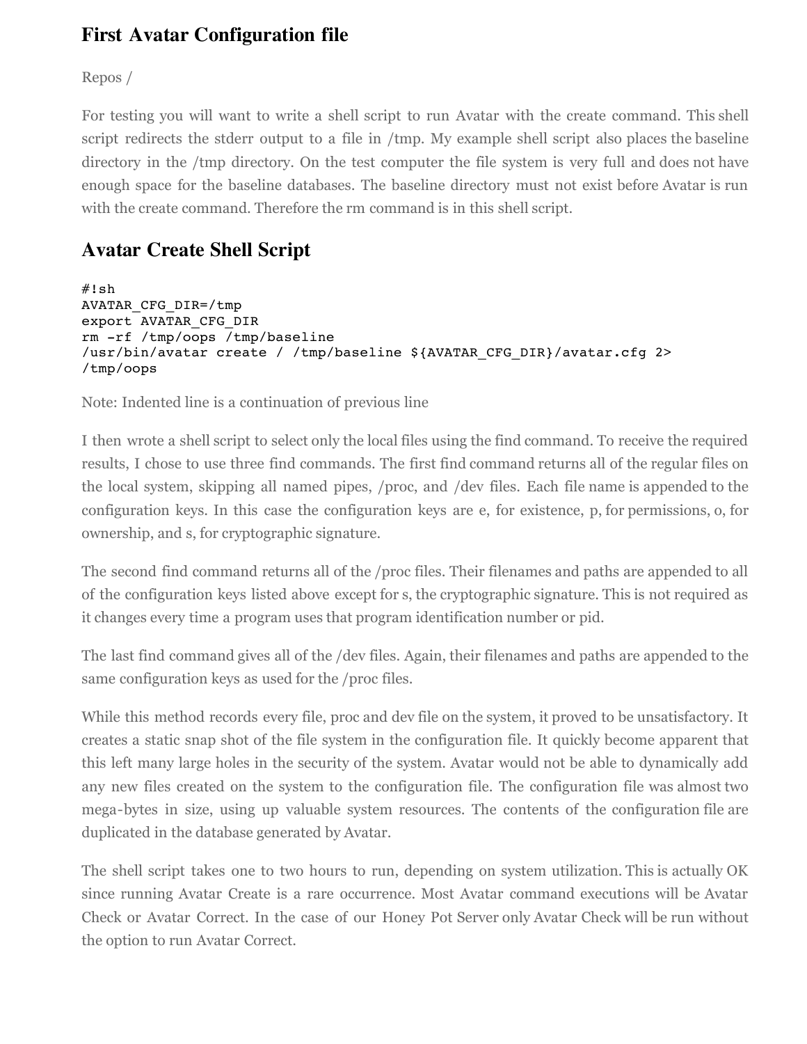## First Avatar Configuration file

Repos /

For testing you will want to write a shell script to run Avatar with the create command. This shell script redirects the stderr output to a file in /tmp. My example shell script also places the baseline directory in the /tmp directory. On the test computer the file system is very full and does not have enough space for the baseline databases. The baseline directory must not exist before Avatar is run with the create command. Therefore the rm command is in this shell script.

## Avatar Create Shell Script

```
#!sh
AVATAR_CFG_DIR=/tmp
export AVATAR_CFG_DIR
rm -rf /tmp/oops /tmp/baseline
/usr/bin/avatar create / /tmp/baseline ${AVATAR_CFG_DIR}/avatar.cfg 2>
/tmp/oops
```

Note: Indented line is a continuation of previous line

I then wrote a shell script to select only the local files using the find command. To receive the required results, I chose to use three find commands. The first find command returns all of the regular files on the local system, skipping all named pipes, /proc, and /dev files. Each file name is appended to the configuration keys. In this case the configuration keys are e, for existence, p, for permissions, o, for ownership, and s, for cryptographic signature.

The second find command returns all of the /proc files. Their filenames and paths are appended to all of the configuration keys listed above except for s, the cryptographic signature. This is not required as it changes every time a program uses that program identification number or pid.

The last find command gives all of the /dev files. Again, their filenames and paths are appended to the same configuration keys as used for the /proc files.

While this method records every file, proc and dev file on the system, it proved to be unsatisfactory. It creates a static snap shot of the file system in the configuration file. It quickly become apparent that this left many large holes in the security of the system. Avatar would not be able to dynamically add any new files created on the system to the configuration file. The configuration file was almost two mega-bytes in size, using up valuable system resources. The contents of the configuration file are duplicated in the database generated by Avatar.

The shell script takes one to two hours to run, depending on system utilization. This is actually OK since running Avatar Create is a rare occurrence. Most Avatar command executions will be Avatar Check or Avatar Correct. In the case of our Honey Pot Server only Avatar Check will be run without the option to run Avatar Correct.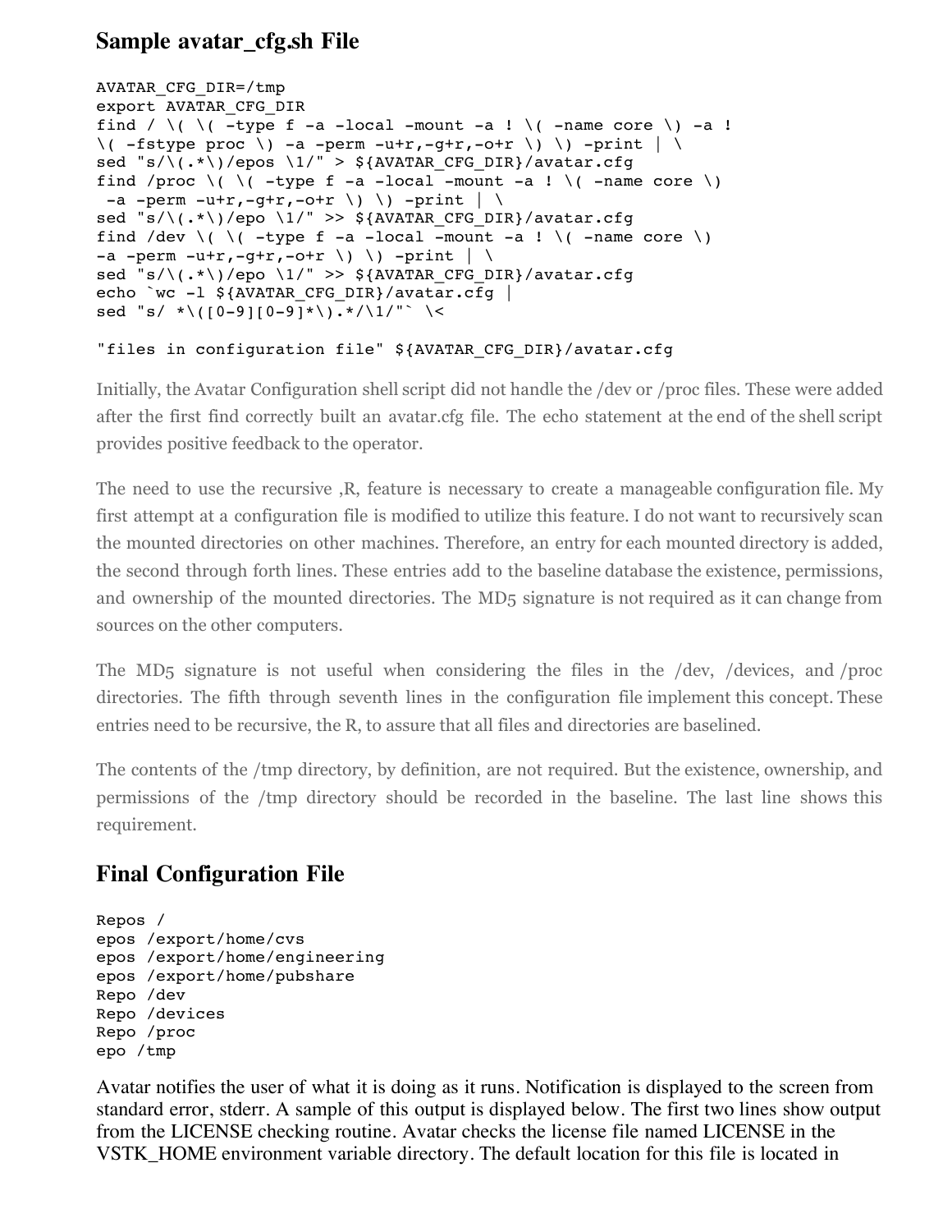## Sample avatar_cfg.sh File

```
AVATAR_CFG_DIR=/tmp
export AVATAR_CFG_DIR
find / \( \( -type f -a -local -mount -a ! \( -name core \) -a !
\( -fstype proc \) -a -perm -u+r,-g+r,-o+r \) \) -print | \
sed "s/\(.*\)/epos \1/" > ${AVATAR_CFG_DIR}/avatar.cfg
find /proc \( \( -type f -a -local -mount -a ! \( -name core \)
 -a -perm -u+r,-g+r,-o+r \) \) -print | \
sed "s/\(.*\)/epo \1/" >> ${AVATAR_CFG_DIR}/avatar.cfg
find /dev \( \( -type f -a -local -mount -a ! \( -name core \)
-a -perm -u+r,-g+r,-o+r \) \) -print | \
sed "s/\(.*\)/epo \1/" >> ${AVATAR_CFG_DIR}/avatar.cfg
echo `wc -l ${AVATAR_CFG_DIR}/avatar.cfg |
sed "s/ *\([0-9][0-9]*\).*/\1/"` \<

"files in configuration file" ${AVATAR_CFG_DIR}/avatar.cfg
```

Initially, the Avatar Configuration shell script did not handle the /dev or /proc files. These were added after the first find correctly built an avatar.cfg file. The echo statement at the end of the shell script provides positive feedback to the operator.

The need to use the recursive ,R, feature is necessary to create a manageable configuration file. My first attempt at a configuration file is modified to utilize this feature. I do not want to recursively scan the mounted directories on other machines. Therefore, an entry for each mounted directory is added, the second through forth lines. These entries add to the baseline database the existence, permissions, and ownership of the mounted directories. The MD5 signature is not required as it can change from sources on the other computers.

The MD5 signature is not useful when considering the files in the /dev, /devices, and /proc directories. The fifth through seventh lines in the configuration file implement this concept. These entries need to be recursive, the R, to assure that all files and directories are baselined.

The contents of the /tmp directory, by definition, are not required. But the existence, ownership, and permissions of the /tmp directory should be recorded in the baseline. The last line shows this requirement.

## Final Configuration File

```
Repos /
epos /export/home/cvs
epos /export/home/engineering
epos /export/home/pubshare
Repo /dev
Repo /devices
Repo /proc
epo /tmp
```

Avatar notifies the user of what it is doing as it runs. Notification is displayed to the screen from standard error, stderr. A sample of this output is displayed below. The first two lines show output from the LICENSE checking routine. Avatar checks the license file named LICENSE in the VSTK_HOME environment variable directory. The default location for this file is located in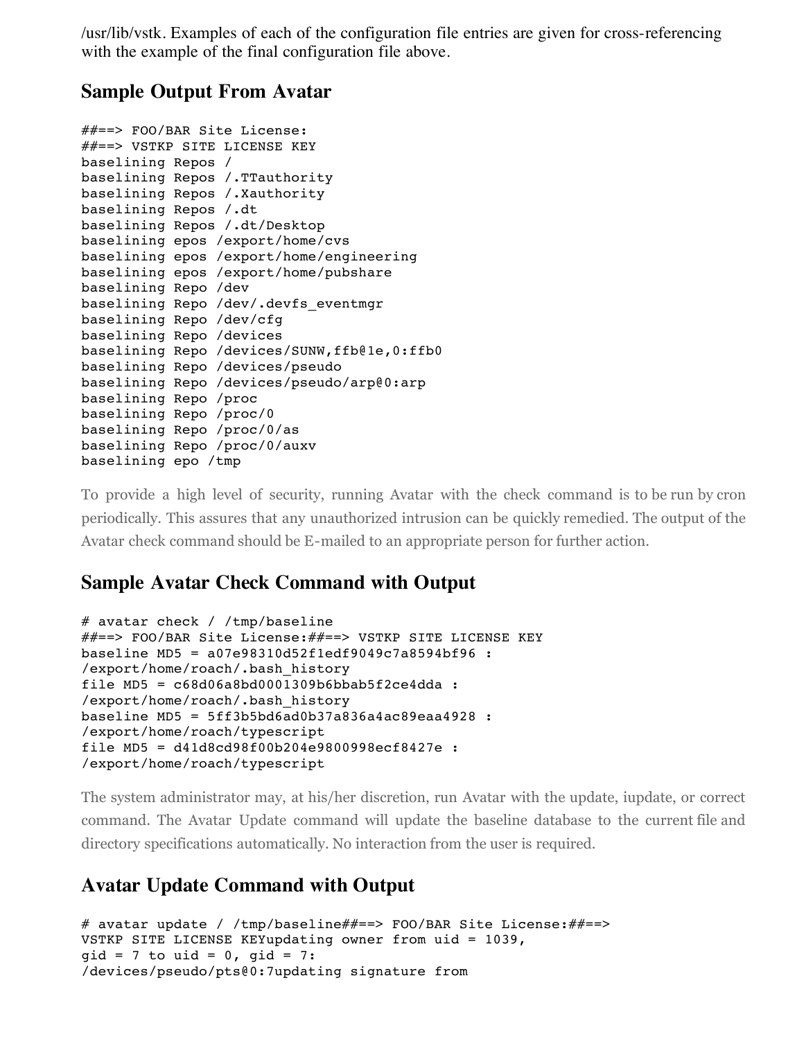/usr/lib/vstk. Examples of each of the configuration file entries are given for cross-referencing with the example of the final configuration file above.

## Sample Output From Avatar

```
##==> FOO/BAR Site License:
##==> VSTKP SITE LICENSE KEY
baselining Repos /
baselining Repos /.TTauthority
baselining Repos /.Xauthority
baselining Repos /.dt
baselining Repos /.dt/Desktop
baselining epos /export/home/cvs
baselining epos /export/home/engineering
baselining epos /export/home/pubshare
baselining Repo /dev
baselining Repo /dev/.devfs_eventmgr
baselining Repo /dev/cfg
baselining Repo /devices
baselining Repo /devices/SUNW,ffb@1e,0:ffb0
baselining Repo /devices/pseudo
baselining Repo /devices/pseudo/arp@0:arp
baselining Repo /proc
baselining Repo /proc/0
baselining Repo /proc/0/as
baselining Repo /proc/0/auxv
baselining epo /tmp
```

To provide a high level of security, running Avatar with the check command is to be run by cron periodically. This assures that any unauthorized intrusion can be quickly remedied. The output of the Avatar check command should be E-mailed to an appropriate person for further action.

## Sample Avatar Check Command with Output

```
# avatar check / /tmp/baseline
##==> FOO/BAR Site License:##==> VSTKP SITE LICENSE KEY
baseline MD5 = a07e98310d52f1edf9049c7a8594bf96 :
/export/home/roach/.bash_history
file MD5 = c68d06a8bd0001309b6bbab5f2ce4dda :
/export/home/roach/.bash_history
baseline MD5 = 5ff3b5bd6ad0b37a836a4ac89eaa4928 :
/export/home/roach/typescript
file MD5 = d41d8cd98f00b204e9800998ecf8427e :
/export/home/roach/typescript
```

The system administrator may, at his/her discretion, run Avatar with the update, iupdate, or correct command. The Avatar Update command will update the baseline database to the current file and directory specifications automatically. No interaction from the user is required.

## Avatar Update Command with Output

```
# avatar update / /tmp/baseline##==> FOO/BAR Site License:##==>
VSTKP SITE LICENSE KEYupdating owner from uid = 1039,
gid = 7 to uid = 0, gid = 7:
/devices/pseudo/pts@0:7updating signature from
```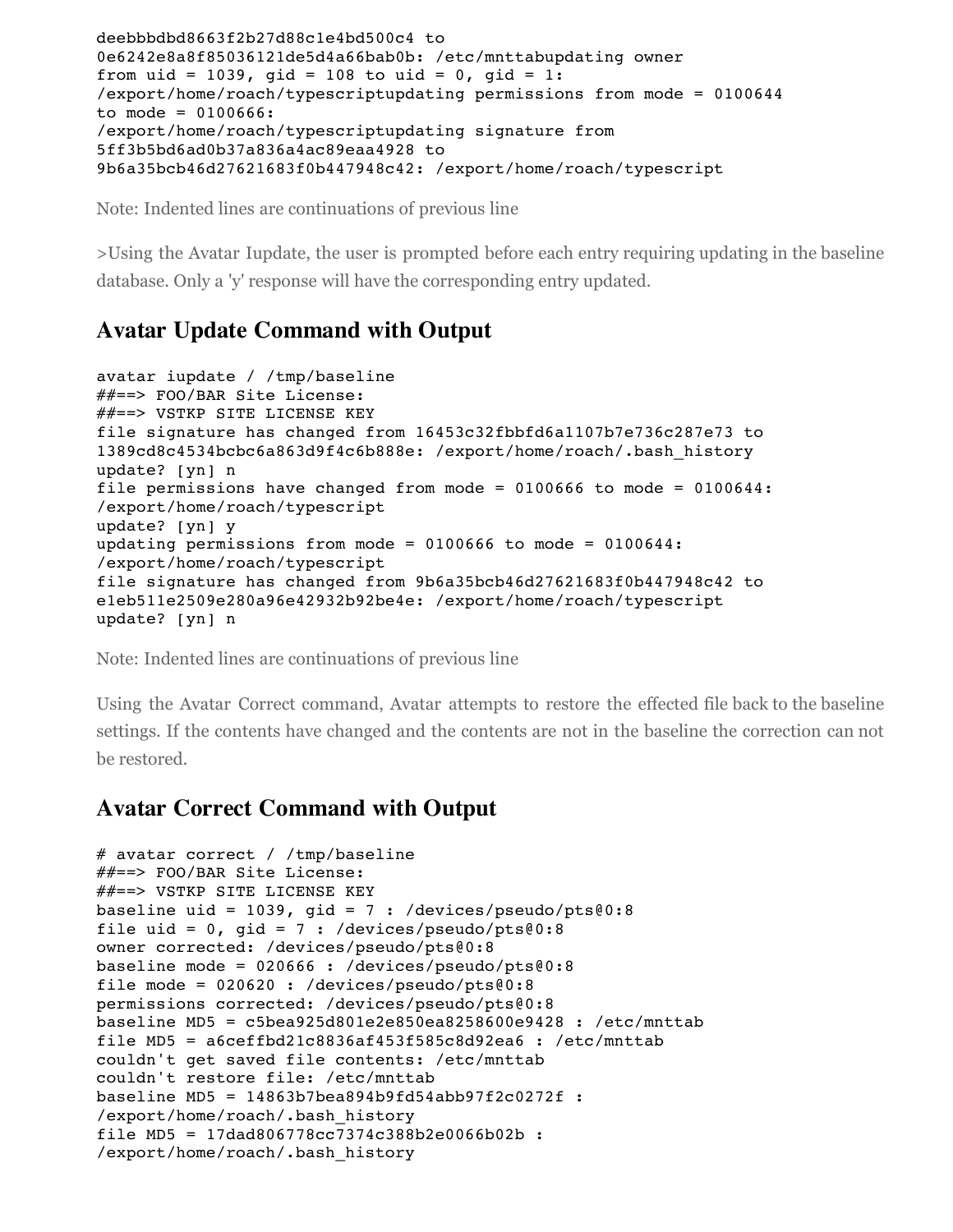```
deebbbdbd8663f2b27d88c1e4bd500c4 to
0e6242e8a8f85036121de5d4a66bab0b: /etc/mnttabupdating owner
from uid = 1039, gid = 108 to uid = 0, gid = 1:
/export/home/roach/typescriptupdating permissions from mode = 0100644
to mode = 0100666:
/export/home/roach/typescriptupdating signature from
5ff3b5bd6ad0b37a836a4ac89eaa4928 to
9b6a35bcb46d27621683f0b447948c42: /export/home/roach/typescript
```

Note: Indented lines are continuations of previous line

>Using the Avatar Iupdate, the user is prompted before each entry requiring updating in the baseline database. Only a 'y' response will have the corresponding entry updated.

## Avatar Update Command with Output

```
avatar iupdate / /tmp/baseline
##==> FOO/BAR Site License:
##==> VSTKP SITE LICENSE KEY
file signature has changed from 16453c32fbbfd6a1107b7e736c287e73 to
1389cd8c4534bcbc6a863d9f4c6b888e: /export/home/roach/.bash_history
update? [yn] n
file permissions have changed from mode = 0100666 to mode = 0100644:
/export/home/roach/typescript
update? [yn] y
updating permissions from mode = 0100666 to mode = 0100644:
/export/home/roach/typescript
file signature has changed from 9b6a35bcb46d27621683f0b447948c42 to
e1eb511e2509e280a96e42932b92be4e: /export/home/roach/typescript
update? [yn] n
```

Note: Indented lines are continuations of previous line

Using the Avatar Correct command, Avatar attempts to restore the effected file back to the baseline settings. If the contents have changed and the contents are not in the baseline the correction can not be restored.

## Avatar Correct Command with Output

```
# avatar correct / /tmp/baseline
##==> FOO/BAR Site License:
##==> VSTKP SITE LICENSE KEY
baseline uid = 1039, gid = 7 : /devices/pseudo/pts@0:8
file uid = 0, gid = 7 : /devices/pseudo/pts@0:8
owner corrected: /devices/pseudo/pts@0:8
baseline mode = 020666 : /devices/pseudo/pts@0:8
file mode = 020620 : /devices/pseudo/pts@0:8
permissions corrected: /devices/pseudo/pts@0:8
baseline MD5 = c5bea925d801e2e850ea8258600e9428 : /etc/mnttab
file MD5 = a6ceffbd21c8836af453f585c8d92ea6 : /etc/mnttab
couldn't get saved file contents: /etc/mnttab
couldn't restore file: /etc/mnttab
baseline MD5 = 14863b7bea894b9fd54abb97f2c0272f :
/export/home/roach/.bash_history
file MD5 = 17dad806778cc7374c388b2e0066b02b :
/export/home/roach/.bash_history
```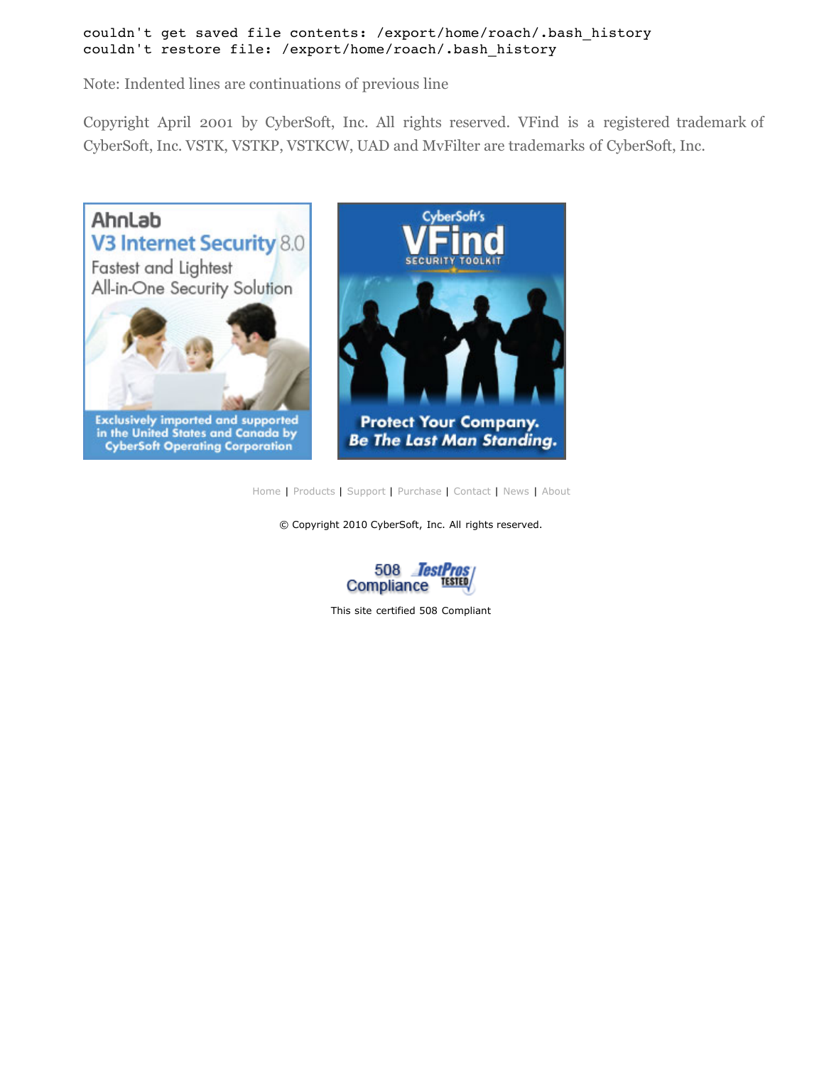```
couldn't get saved file contents: /export/home/roach/.bash_history
couldn't restore file: /export/home/roach/.bash_history
```

Note: Indented lines are continuations of previous line

Copyright April 2001 by CyberSoft, Inc. All rights reserved. VFind is a registered trademark of CyberSoft, Inc. VSTK, VSTKP, VSTKCW, UAD and MvFilter are trademarks of CyberSoft, Inc.

Home | Products | Support | Purchase | Contact | News | About

© Copyright 2010 CyberSoft, Inc. All rights reserved.

This site certified 508 Compliant